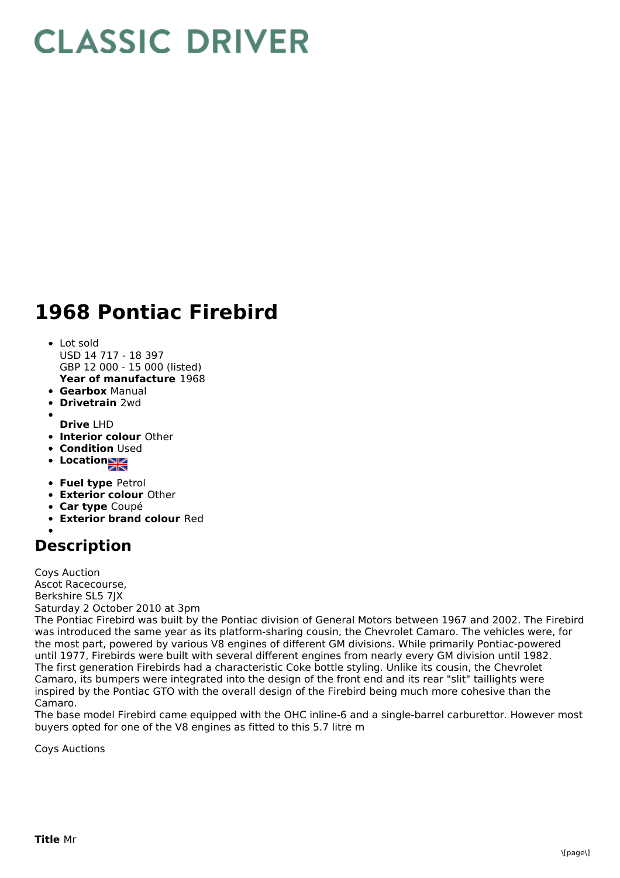# CLASSIC DRIVER

# 1968 Pontiac Firebird

- Lot sold
  USD 14 717 - 18 397
  GBP 12 000 - 15 000 (listed)
  **Year of manufacture** 1968
- **Gearbox** Manual
- **Drivetrain** 2wd
- **Drive** LHD
- **Interior colour** Other
- **Condition** Used
- **Location**
- **Fuel type** Petrol
- **Exterior colour** Other
- **Car type** Coupé
- **Exterior brand colour** Red

## Description

Coys Auction
Ascot Racecourse,
Berkshire SL5 7JX
Saturday 2 October 2010 at 3pm
The Pontiac Firebird was built by the Pontiac division of General Motors between 1967 and 2002. The Firebird was introduced the same year as its platform-sharing cousin, the Chevrolet Camaro. The vehicles were, for the most part, powered by various V8 engines of different GM divisions. While primarily Pontiac-powered until 1977, Firebirds were built with several different engines from nearly every GM division until 1982.
The first generation Firebirds had a characteristic Coke bottle styling. Unlike its cousin, the Chevrolet Camaro, its bumpers were integrated into the design of the front end and its rear "slit" taillights were inspired by the Pontiac GTO with the overall design of the Firebird being much more cohesive than the Camaro.
The base model Firebird came equipped with the OHC inline-6 and a single-barrel carburettor. However most buyers opted for one of the V8 engines as fitted to this 5.7 litre m

Coys Auctions

**Title** Mr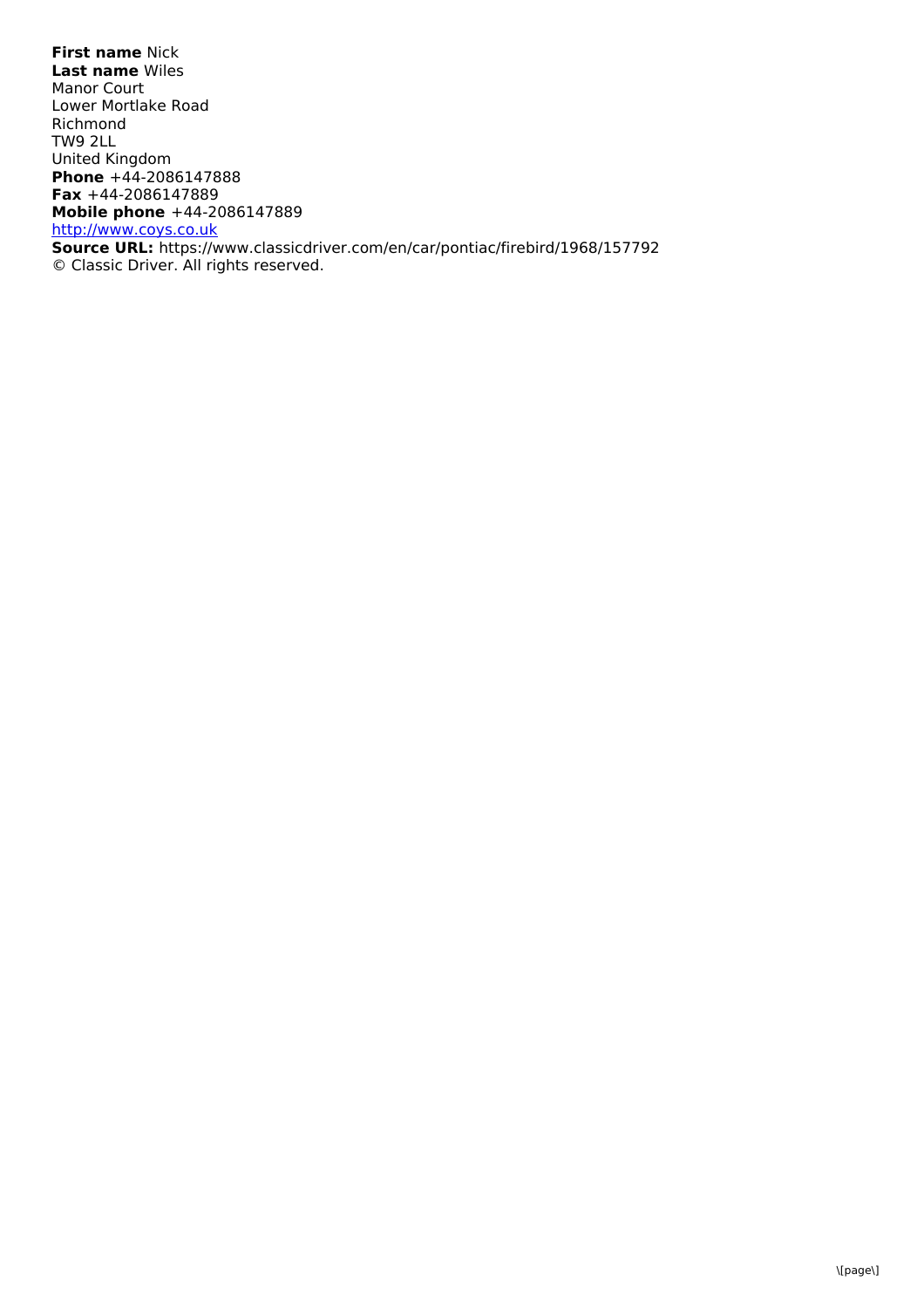**First name** Nick
**Last name** Wiles
Manor Court
Lower Mortlake Road
Richmond
TW9 2LL
United Kingdom
**Phone** +44-2086147888
**Fax** +44-2086147889
**Mobile phone** +44-2086147889
[http://www.coys.co.uk](http://www.coys.co.uk)
**Source URL:** https://www.classicdriver.com/en/car/pontiac/firebird/1968/157792
© Classic Driver. All rights reserved.